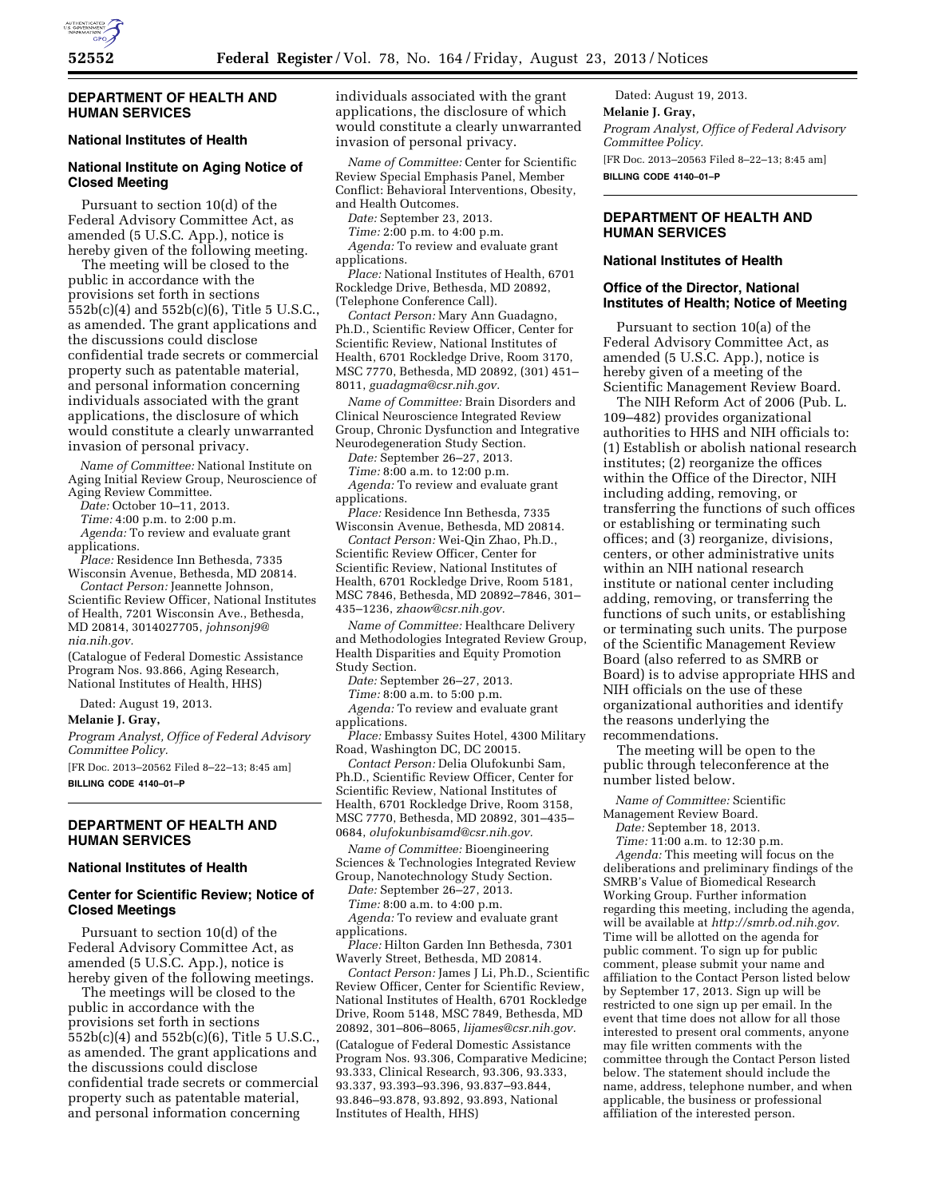## DEPARTMENT OF HEALTH AND HUMAN SERVICES

### National Institutes of Health

### National Institute on Aging Notice of Closed Meeting

Pursuant to section 10(d) of the Federal Advisory Committee Act, as amended (5 U.S.C. App.), notice is hereby given of the following meeting.

The meeting will be closed to the public in accordance with the provisions set forth in sections 552b(c)(4) and 552b(c)(6), Title 5 U.S.C., as amended. The grant applications and the discussions could disclose confidential trade secrets or commercial property such as patentable material, and personal information concerning individuals associated with the grant applications, the disclosure of which would constitute a clearly unwarranted invasion of personal privacy.

*Name of Committee:* National Institute on Aging Initial Review Group, Neuroscience of Aging Review Committee.

*Date:* October 10–11, 2013.

*Time:* 4:00 p.m. to 2:00 p.m.

*Agenda:* To review and evaluate grant applications.

*Place:* Residence Inn Bethesda, 7335 Wisconsin Avenue, Bethesda, MD 20814.

*Contact Person:* Jeannette Johnson, Scientific Review Officer, National Institutes of Health, 7201 Wisconsin Ave., Bethesda, MD 20814, 3014027705, *johnsonj9@nia.nih.gov.*

(Catalogue of Federal Domestic Assistance Program Nos. 93.866, Aging Research, National Institutes of Health, HHS)

Dated: August 19, 2013.

**Melanie J. Gray,**

*Program Analyst, Office of Federal Advisory Committee Policy.*

[FR Doc. 2013–20562 Filed 8–22–13; 8:45 am]

**BILLING CODE 4140–01–P**

## DEPARTMENT OF HEALTH AND HUMAN SERVICES

### National Institutes of Health

### Center for Scientific Review; Notice of Closed Meetings

Pursuant to section 10(d) of the Federal Advisory Committee Act, as amended (5 U.S.C. App.), notice is hereby given of the following meetings.

The meetings will be closed to the public in accordance with the provisions set forth in sections 552b(c)(4) and 552b(c)(6), Title 5 U.S.C., as amended. The grant applications and the discussions could disclose confidential trade secrets or commercial property such as patentable material, and personal information concerning individuals associated with the grant applications, the disclosure of which would constitute a clearly unwarranted invasion of personal privacy.

*Name of Committee:* Center for Scientific Review Special Emphasis Panel, Member Conflict: Behavioral Interventions, Obesity, and Health Outcomes.

*Date:* September 23, 2013.

*Time:* 2:00 p.m. to 4:00 p.m.

*Agenda:* To review and evaluate grant applications.

*Place:* National Institutes of Health, 6701 Rockledge Drive, Bethesda, MD 20892, (Telephone Conference Call).

*Contact Person:* Mary Ann Guadagno, Ph.D., Scientific Review Officer, Center for Scientific Review, National Institutes of Health, 6701 Rockledge Drive, Room 3170, MSC 7770, Bethesda, MD 20892, (301) 451–8011, *guadagma@csr.nih.gov.*

*Name of Committee:* Brain Disorders and Clinical Neuroscience Integrated Review Group, Chronic Dysfunction and Integrative Neurodegeneration Study Section.

*Date:* September 26–27, 2013.

*Time:* 8:00 a.m. to 12:00 p.m.

*Agenda:* To review and evaluate grant applications.

*Place:* Residence Inn Bethesda, 7335 Wisconsin Avenue, Bethesda, MD 20814.

*Contact Person:* Wei-Qin Zhao, Ph.D., Scientific Review Officer, Center for Scientific Review, National Institutes of Health, 6701 Rockledge Drive, Room 5181, MSC 7846, Bethesda, MD 20892–7846, 301–435–1236, *zhaow@csr.nih.gov.*

*Name of Committee:* Healthcare Delivery and Methodologies Integrated Review Group, Health Disparities and Equity Promotion Study Section.

*Date:* September 26–27, 2013.

*Time:* 8:00 a.m. to 5:00 p.m.

*Agenda:* To review and evaluate grant applications.

*Place:* Embassy Suites Hotel, 4300 Military Road, Washington DC, DC 20015.

*Contact Person:* Delia Olufokunbi Sam, Ph.D., Scientific Review Officer, Center for Scientific Review, National Institutes of Health, 6701 Rockledge Drive, Room 3158, MSC 7770, Bethesda, MD 20892, 301–435–0684, *olufokunbisamd@csr.nih.gov.*

*Name of Committee:* Bioengineering Sciences & Technologies Integrated Review Group, Nanotechnology Study Section.

*Date:* September 26–27, 2013.

*Time:* 8:00 a.m. to 4:00 p.m.

*Agenda:* To review and evaluate grant applications.

*Place:* Hilton Garden Inn Bethesda, 7301 Waverly Street, Bethesda, MD 20814.

*Contact Person:* James J Li, Ph.D., Scientific Review Officer, Center for Scientific Review, National Institutes of Health, 6701 Rockledge Drive, Room 5148, MSC 7849, Bethesda, MD 20892, 301–806–8065, *lijames@csr.nih.gov.*

(Catalogue of Federal Domestic Assistance Program Nos. 93.306, Comparative Medicine; 93.333, Clinical Research, 93.306, 93.333, 93.337, 93.393–93.396, 93.837–93.844, 93.846–93.878, 93.892, 93.893, National Institutes of Health, HHS)

Dated: August 19, 2013.

**Melanie J. Gray,**

*Program Analyst, Office of Federal Advisory Committee Policy.*

[FR Doc. 2013–20563 Filed 8–22–13; 8:45 am]

**BILLING CODE 4140–01–P**

## DEPARTMENT OF HEALTH AND HUMAN SERVICES

### National Institutes of Health

### Office of the Director, National Institutes of Health; Notice of Meeting

Pursuant to section 10(a) of the Federal Advisory Committee Act, as amended (5 U.S.C. App.), notice is hereby given of a meeting of the Scientific Management Review Board.

The NIH Reform Act of 2006 (Pub. L. 109–482) provides organizational authorities to HHS and NIH officials to: (1) Establish or abolish national research institutes; (2) reorganize the offices within the Office of the Director, NIH including adding, removing, or transferring the functions of such offices or establishing or terminating such offices; and (3) reorganize, divisions, centers, or other administrative units within an NIH national research institute or national center including adding, removing, or transferring the functions of such units, or establishing or terminating such units. The purpose of the Scientific Management Review Board (also referred to as SMRB or Board) is to advise appropriate HHS and NIH officials on the use of these organizational authorities and identify the reasons underlying the recommendations.

The meeting will be open to the public through teleconference at the number listed below.

*Name of Committee:* Scientific Management Review Board.

*Date:* September 18, 2013.

*Time:* 11:00 a.m. to 12:30 p.m.

*Agenda:* This meeting will focus on the deliberations and preliminary findings of the SMRB's Value of Biomedical Research Working Group. Further information regarding this meeting, including the agenda, will be available at *http://smrb.od.nih.gov.* Time will be allotted on the agenda for public comment. To sign up for public comment, please submit your name and affiliation to the Contact Person listed below by September 17, 2013. Sign up will be restricted to one sign up per email. In the event that time does not allow for all those interested to present oral comments, anyone may file written comments with the committee through the Contact Person listed below. The statement should include the name, address, telephone number, and when applicable, the business or professional affiliation of the interested person.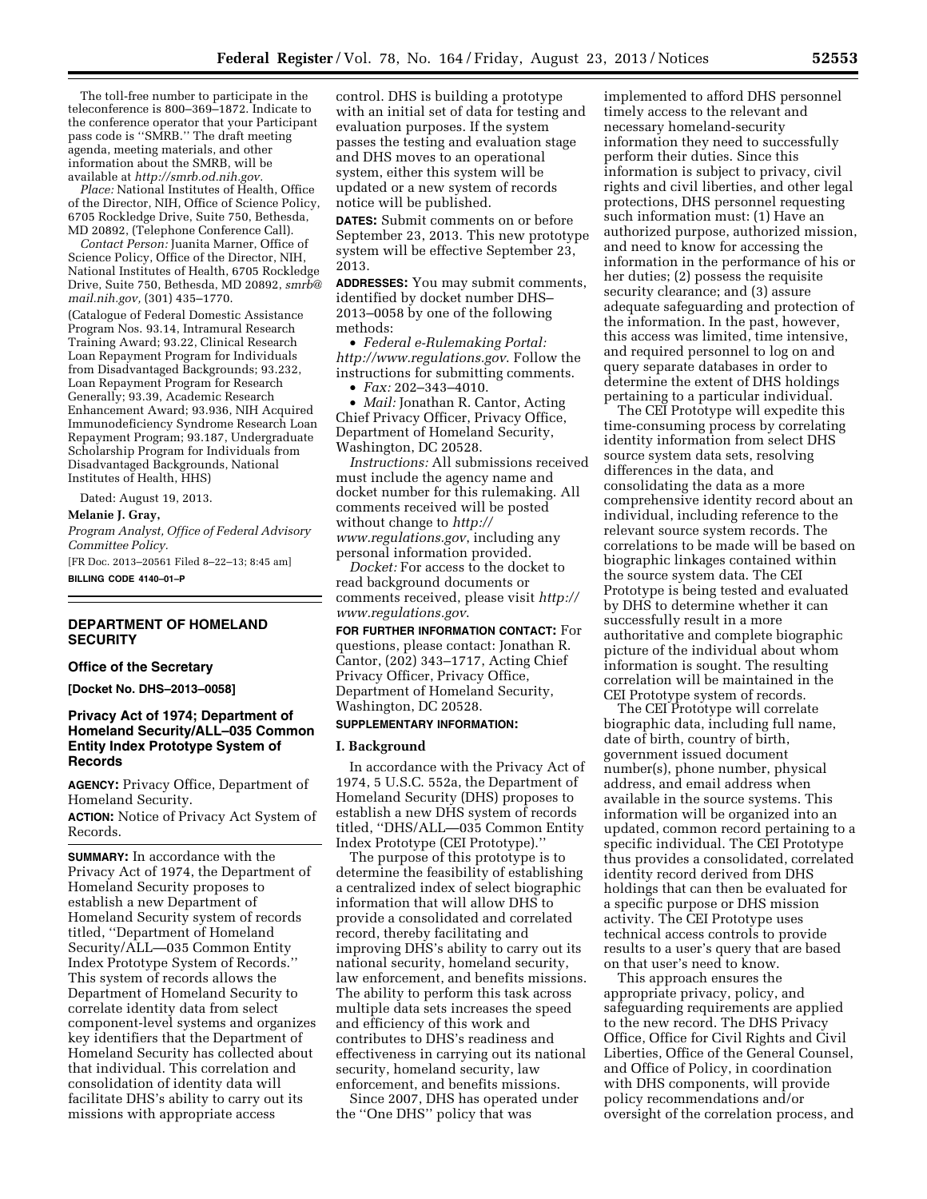The toll-free number to participate in the teleconference is 800–369–1872. Indicate to the conference operator that your Participant pass code is ''SMRB.'' The draft meeting agenda, meeting materials, and other information about the SMRB, will be available at *http://smrb.od.nih.gov.*

*Place:* National Institutes of Health, Office of the Director, NIH, Office of Science Policy, 6705 Rockledge Drive, Suite 750, Bethesda, MD 20892, (Telephone Conference Call).

*Contact Person:* Juanita Marner, Office of Science Policy, Office of the Director, NIH, National Institutes of Health, 6705 Rockledge Drive, Suite 750, Bethesda, MD 20892, *smrb@mail.nih.gov,* (301) 435–1770.

(Catalogue of Federal Domestic Assistance Program Nos. 93.14, Intramural Research Training Award; 93.22, Clinical Research Loan Repayment Program for Individuals from Disadvantaged Backgrounds; 93.232, Loan Repayment Program for Research Generally; 93.39, Academic Research Enhancement Award; 93.936, NIH Acquired Immunodeficiency Syndrome Research Loan Repayment Program; 93.187, Undergraduate Scholarship Program for Individuals from Disadvantaged Backgrounds, National Institutes of Health, HHS)

Dated: August 19, 2013.

**Melanie J. Gray,**

*Program Analyst, Office of Federal Advisory Committee Policy.*

[FR Doc. 2013–20561 Filed 8–22–13; 8:45 am]

**BILLING CODE 4140–01–P**

## DEPARTMENT OF HOMELAND SECURITY

### Office of the Secretary

**[Docket No. DHS–2013–0058]**

### Privacy Act of 1974; Department of Homeland Security/ALL–035 Common Entity Index Prototype System of Records

**AGENCY:** Privacy Office, Department of Homeland Security.

**ACTION:** Notice of Privacy Act System of Records.

**SUMMARY:** In accordance with the Privacy Act of 1974, the Department of Homeland Security proposes to establish a new Department of Homeland Security system of records titled, ''Department of Homeland Security/ALL—035 Common Entity Index Prototype System of Records.'' This system of records allows the Department of Homeland Security to correlate identity data from select component-level systems and organizes key identifiers that the Department of Homeland Security has collected about that individual. This correlation and consolidation of identity data will facilitate DHS's ability to carry out its missions with appropriate access control. DHS is building a prototype with an initial set of data for testing and evaluation purposes. If the system passes the testing and evaluation stage and DHS moves to an operational system, either this system will be updated or a new system of records notice will be published.

**DATES:** Submit comments on or before September 23, 2013. This new prototype system will be effective September 23, 2013.

**ADDRESSES:** You may submit comments, identified by docket number DHS–2013–0058 by one of the following methods:

- *Federal e-Rulemaking Portal: http://www.regulations.gov*. Follow the instructions for submitting comments.
- *Fax:* 202–343–4010.
- *Mail:* Jonathan R. Cantor, Acting Chief Privacy Officer, Privacy Office, Department of Homeland Security, Washington, DC 20528.

*Instructions:* All submissions received must include the agency name and docket number for this rulemaking. All comments received will be posted without change to *http://www.regulations.gov*, including any personal information provided.

*Docket:* For access to the docket to read background documents or comments received, please visit *http://www.regulations.gov*.

**FOR FURTHER INFORMATION CONTACT:** For questions, please contact: Jonathan R. Cantor, (202) 343–1717, Acting Chief Privacy Officer, Privacy Office, Department of Homeland Security, Washington, DC 20528.

**SUPPLEMENTARY INFORMATION:**

**I. Background**

In accordance with the Privacy Act of 1974, 5 U.S.C. 552a, the Department of Homeland Security (DHS) proposes to establish a new DHS system of records titled, ''DHS/ALL—035 Common Entity Index Prototype (CEI Prototype).''

The purpose of this prototype is to determine the feasibility of establishing a centralized index of select biographic information that will allow DHS to provide a consolidated and correlated record, thereby facilitating and improving DHS's ability to carry out its national security, homeland security, law enforcement, and benefits missions. The ability to perform this task across multiple data sets increases the speed and efficiency of this work and contributes to DHS's readiness and effectiveness in carrying out its national security, homeland security, law enforcement, and benefits missions.

Since 2007, DHS has operated under the ''One DHS'' policy that was implemented to afford DHS personnel timely access to the relevant and necessary homeland-security information they need to successfully perform their duties. Since this information is subject to privacy, civil rights and civil liberties, and other legal protections, DHS personnel requesting such information must: (1) Have an authorized purpose, authorized mission, and need to know for accessing the information in the performance of his or her duties; (2) possess the requisite security clearance; and (3) assure adequate safeguarding and protection of the information. In the past, however, this access was limited, time intensive, and required personnel to log on and query separate databases in order to determine the extent of DHS holdings pertaining to a particular individual.

The CEI Prototype will expedite this time-consuming process by correlating identity information from select DHS source system data sets, resolving differences in the data, and consolidating the data as a more comprehensive identity record about an individual, including reference to the relevant source system records. The correlations to be made will be based on biographic linkages contained within the source system data. The CEI Prototype is being tested and evaluated by DHS to determine whether it can successfully result in a more authoritative and complete biographic picture of the individual about whom information is sought. The resulting correlation will be maintained in the CEI Prototype system of records.

The CEI Prototype will correlate biographic data, including full name, date of birth, country of birth, government issued document number(s), phone number, physical address, and email address when available in the source systems. This information will be organized into an updated, common record pertaining to a specific individual. The CEI Prototype thus provides a consolidated, correlated identity record derived from DHS holdings that can then be evaluated for a specific purpose or DHS mission activity. The CEI Prototype uses technical access controls to provide results to a user's query that are based on that user's need to know.

This approach ensures the appropriate privacy, policy, and safeguarding requirements are applied to the new record. The DHS Privacy Office, Office for Civil Rights and Civil Liberties, Office of the General Counsel, and Office of Policy, in coordination with DHS components, will provide policy recommendations and/or oversight of the correlation process, and